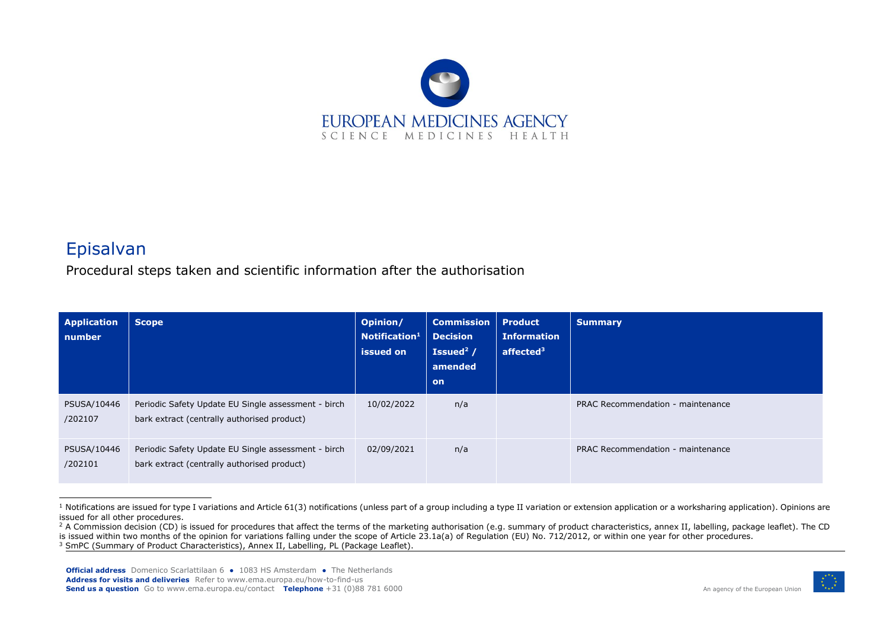# Episalvan

Procedural steps taken and scientific information after the authorisation

| Application number | Scope | Opinion/ Notification[1] issued on | Commission Decision Issued[2] / amended on | Product Information affected[3] | Summary |
|---|---|---|---|---|---|
| PSUSA/10446 /202107 | Periodic Safety Update EU Single assessment - birch bark extract (centrally authorised product) | 10/02/2022 | n/a | | PRAC Recommendation - maintenance |
| PSUSA/10446 /202101 | Periodic Safety Update EU Single assessment - birch bark extract (centrally authorised product) | 02/09/2021 | n/a | | PRAC Recommendation - maintenance |

[1] Notifications are issued for type I variations and Article 61(3) notifications (unless part of a group including a type II variation or extension application or a worksharing application). Opinions are issued for all other procedures.

[2] A Commission decision (CD) is issued for procedures that affect the terms of the marketing authorisation (e.g. summary of product characteristics, annex II, labelling, package leaflet). The CD is issued within two months of the opinion for variations falling under the scope of Article 23.1a(a) of Regulation (EU) No. 712/2012, or within one year for other procedures.

[3] SmPC (Summary of Product Characteristics), Annex II, Labelling, PL (Package Leaflet).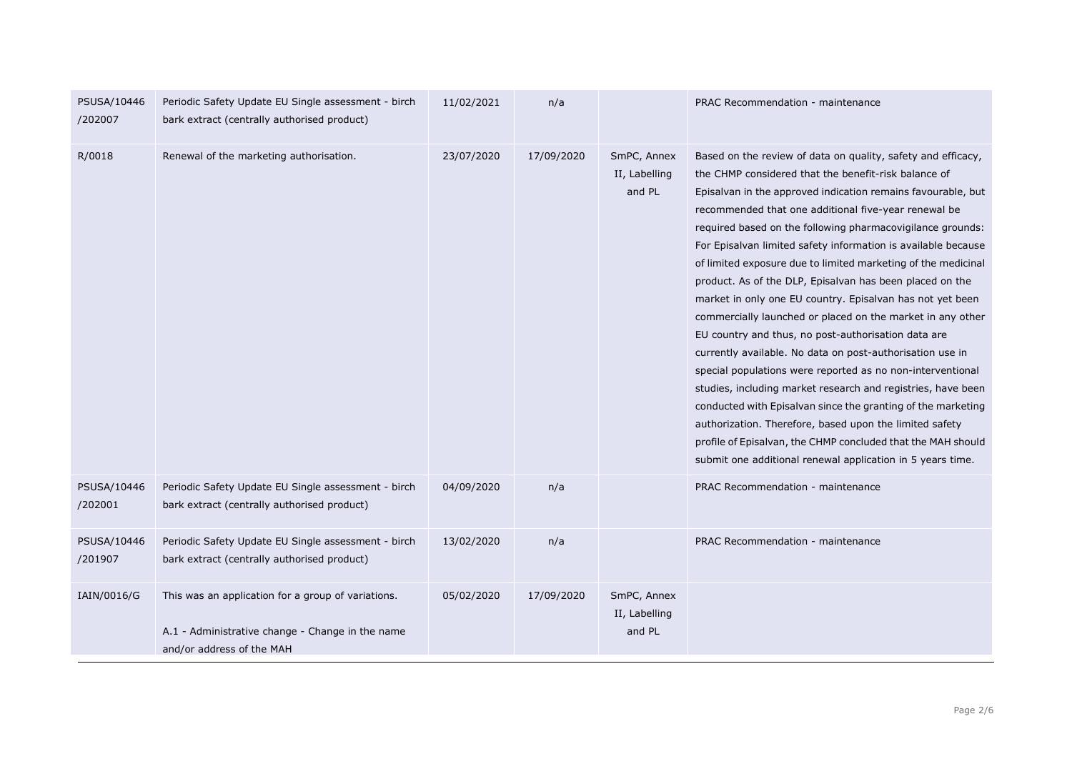| | | | | | |
|---|---|---|---|---|---|
| PSUSA/10446 /202007 | Periodic Safety Update EU Single assessment - birch bark extract (centrally authorised product) | 11/02/2021 | n/a | | PRAC Recommendation - maintenance |
| R/0018 | Renewal of the marketing authorisation. | 23/07/2020 | 17/09/2020 | SmPC, Annex II, Labelling and PL | Based on the review of data on quality, safety and efficacy, the CHMP considered that the benefit-risk balance of Episalvan in the approved indication remains favourable, but recommended that one additional five-year renewal be required based on the following pharmacovigilance grounds: For Episalvan limited safety information is available because of limited exposure due to limited marketing of the medicinal product. As of the DLP, Episalvan has been placed on the market in only one EU country. Episalvan has not yet been commercially launched or placed on the market in any other EU country and thus, no post-authorisation data are currently available. No data on post-authorisation use in special populations were reported as no non-interventional studies, including market research and registries, have been conducted with Episalvan since the granting of the marketing authorization. Therefore, based upon the limited safety profile of Episalvan, the CHMP concluded that the MAH should submit one additional renewal application in 5 years time. |
| PSUSA/10446 /202001 | Periodic Safety Update EU Single assessment - birch bark extract (centrally authorised product) | 04/09/2020 | n/a | | PRAC Recommendation - maintenance |
| PSUSA/10446 /201907 | Periodic Safety Update EU Single assessment - birch bark extract (centrally authorised product) | 13/02/2020 | n/a | | PRAC Recommendation - maintenance |
| IAIN/0016/G | This was an application for a group of variations.<br><br>A.1 - Administrative change - Change in the name and/or address of the MAH | 05/02/2020 | 17/09/2020 | SmPC, Annex II, Labelling and PL | |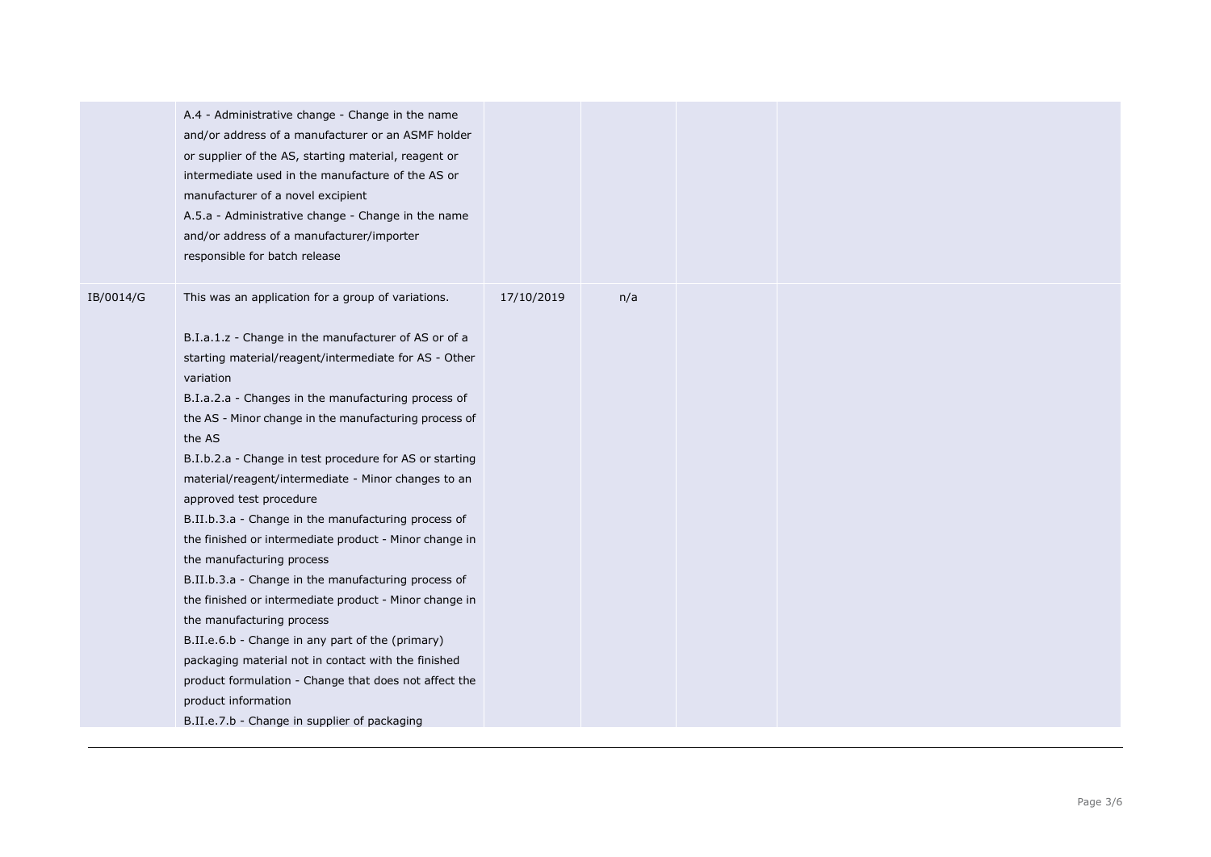| | | | | | |
|---|---|---|---|---|---|
| | A.4 - Administrative change - Change in the name and/or address of a manufacturer or an ASMF holder or supplier of the AS, starting material, reagent or intermediate used in the manufacture of the AS or manufacturer of a novel excipient<br>A.5.a - Administrative change - Change in the name and/or address of a manufacturer/importer responsible for batch release | | | | |
| IB/0014/G | This was an application for a group of variations.<br><br>B.I.a.1.z - Change in the manufacturer of AS or of a starting material/reagent/intermediate for AS - Other variation<br>B.I.a.2.a - Changes in the manufacturing process of the AS - Minor change in the manufacturing process of the AS<br>B.I.b.2.a - Change in test procedure for AS or starting material/reagent/intermediate - Minor changes to an approved test procedure<br>B.II.b.3.a - Change in the manufacturing process of the finished or intermediate product - Minor change in the manufacturing process<br>B.II.b.3.a - Change in the manufacturing process of the finished or intermediate product - Minor change in the manufacturing process<br>B.II.e.6.b - Change in any part of the (primary) packaging material not in contact with the finished product formulation - Change that does not affect the product information<br>B.II.e.7.b - Change in supplier of packaging | 17/10/2019 | n/a | | |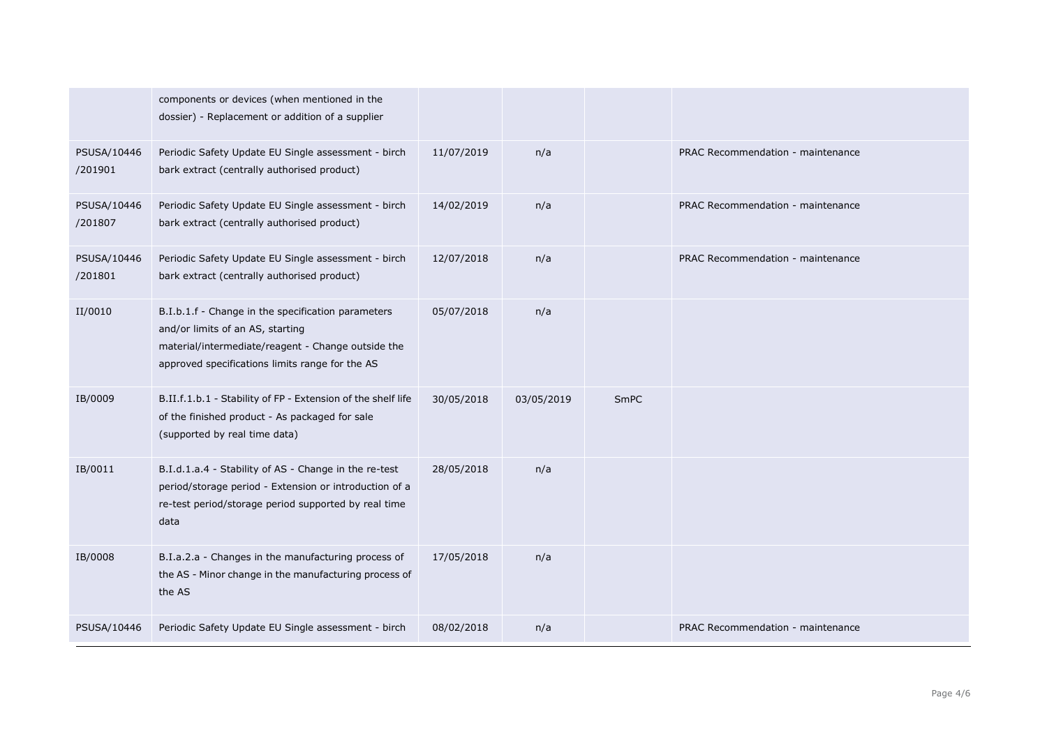| | | | | | |
|---|---|---|---|---|---|
| | components or devices (when mentioned in the dossier) - Replacement or addition of a supplier | | | | |
| PSUSA/10446 /201901 | Periodic Safety Update EU Single assessment - birch bark extract (centrally authorised product) | 11/07/2019 | n/a | | PRAC Recommendation - maintenance |
| PSUSA/10446 /201807 | Periodic Safety Update EU Single assessment - birch bark extract (centrally authorised product) | 14/02/2019 | n/a | | PRAC Recommendation - maintenance |
| PSUSA/10446 /201801 | Periodic Safety Update EU Single assessment - birch bark extract (centrally authorised product) | 12/07/2018 | n/a | | PRAC Recommendation - maintenance |
| II/0010 | B.I.b.1.f - Change in the specification parameters and/or limits of an AS, starting material/intermediate/reagent - Change outside the approved specifications limits range for the AS | 05/07/2018 | n/a | | |
| IB/0009 | B.II.f.1.b.1 - Stability of FP - Extension of the shelf life of the finished product - As packaged for sale (supported by real time data) | 30/05/2018 | 03/05/2019 | SmPC | |
| IB/0011 | B.I.d.1.a.4 - Stability of AS - Change in the re-test period/storage period - Extension or introduction of a re-test period/storage period supported by real time data | 28/05/2018 | n/a | | |
| IB/0008 | B.I.a.2.a - Changes in the manufacturing process of the AS - Minor change in the manufacturing process of the AS | 17/05/2018 | n/a | | |
| PSUSA/10446 | Periodic Safety Update EU Single assessment - birch | 08/02/2018 | n/a | | PRAC Recommendation - maintenance |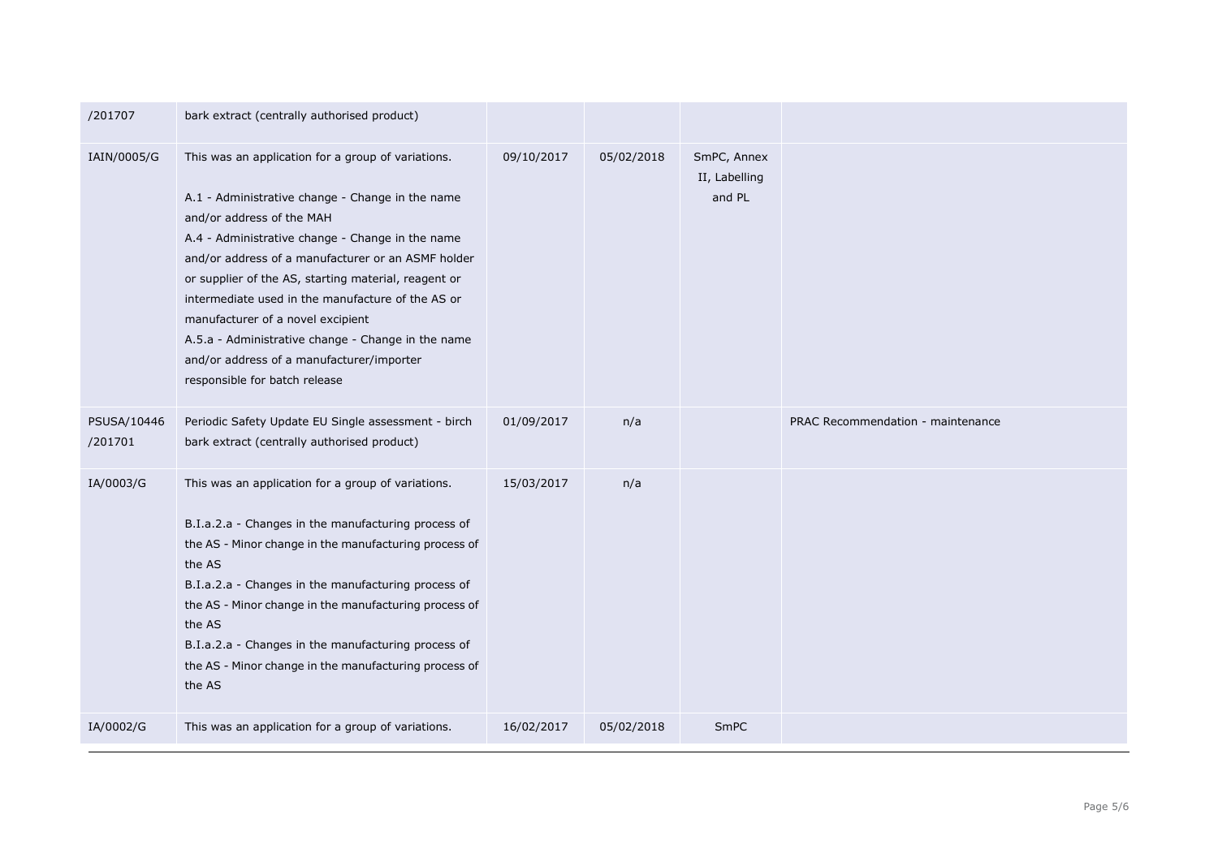| | | | | | |
|---|---|---|---|---|---|
| /201707 | bark extract (centrally authorised product) | | | | |
| IAIN/0005/G | This was an application for a group of variations.<br><br>A.1 - Administrative change - Change in the name and/or address of the MAH<br>A.4 - Administrative change - Change in the name and/or address of a manufacturer or an ASMF holder or supplier of the AS, starting material, reagent or intermediate used in the manufacture of the AS or manufacturer of a novel excipient<br>A.5.a - Administrative change - Change in the name and/or address of a manufacturer/importer responsible for batch release | 09/10/2017 | 05/02/2018 | SmPC, Annex II, Labelling and PL | |
| PSUSA/10446 /201701 | Periodic Safety Update EU Single assessment - birch bark extract (centrally authorised product) | 01/09/2017 | n/a | | PRAC Recommendation - maintenance |
| IA/0003/G | This was an application for a group of variations.<br><br>B.I.a.2.a - Changes in the manufacturing process of the AS - Minor change in the manufacturing process of the AS<br>B.I.a.2.a - Changes in the manufacturing process of the AS - Minor change in the manufacturing process of the AS<br>B.I.a.2.a - Changes in the manufacturing process of the AS - Minor change in the manufacturing process of the AS | 15/03/2017 | n/a | | |
| IA/0002/G | This was an application for a group of variations. | 16/02/2017 | 05/02/2018 | SmPC | |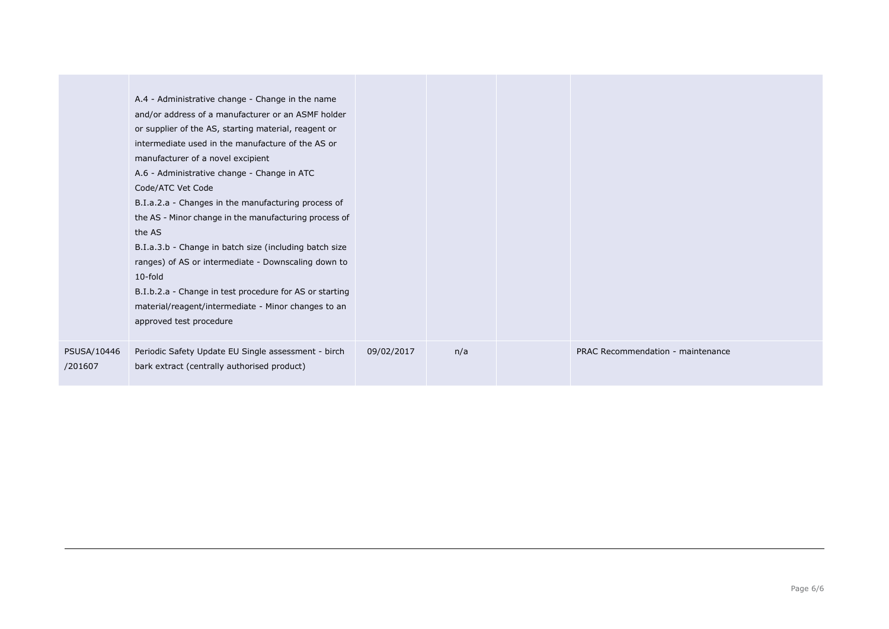| | | | | | |
|---|---|---|---|---|---|
| | A.4 - Administrative change - Change in the name and/or address of a manufacturer or an ASMF holder or supplier of the AS, starting material, reagent or intermediate used in the manufacture of the AS or manufacturer of a novel excipient<br>A.6 - Administrative change - Change in ATC Code/ATC Vet Code<br>B.I.a.2.a - Changes in the manufacturing process of the AS - Minor change in the manufacturing process of the AS<br>B.I.a.3.b - Change in batch size (including batch size ranges) of AS or intermediate - Downscaling down to 10-fold<br>B.I.b.2.a - Change in test procedure for AS or starting material/reagent/intermediate - Minor changes to an approved test procedure | | | | |
| PSUSA/10446/201607 | Periodic Safety Update EU Single assessment - birch bark extract (centrally authorised product) | 09/02/2017 | n/a | | PRAC Recommendation - maintenance |